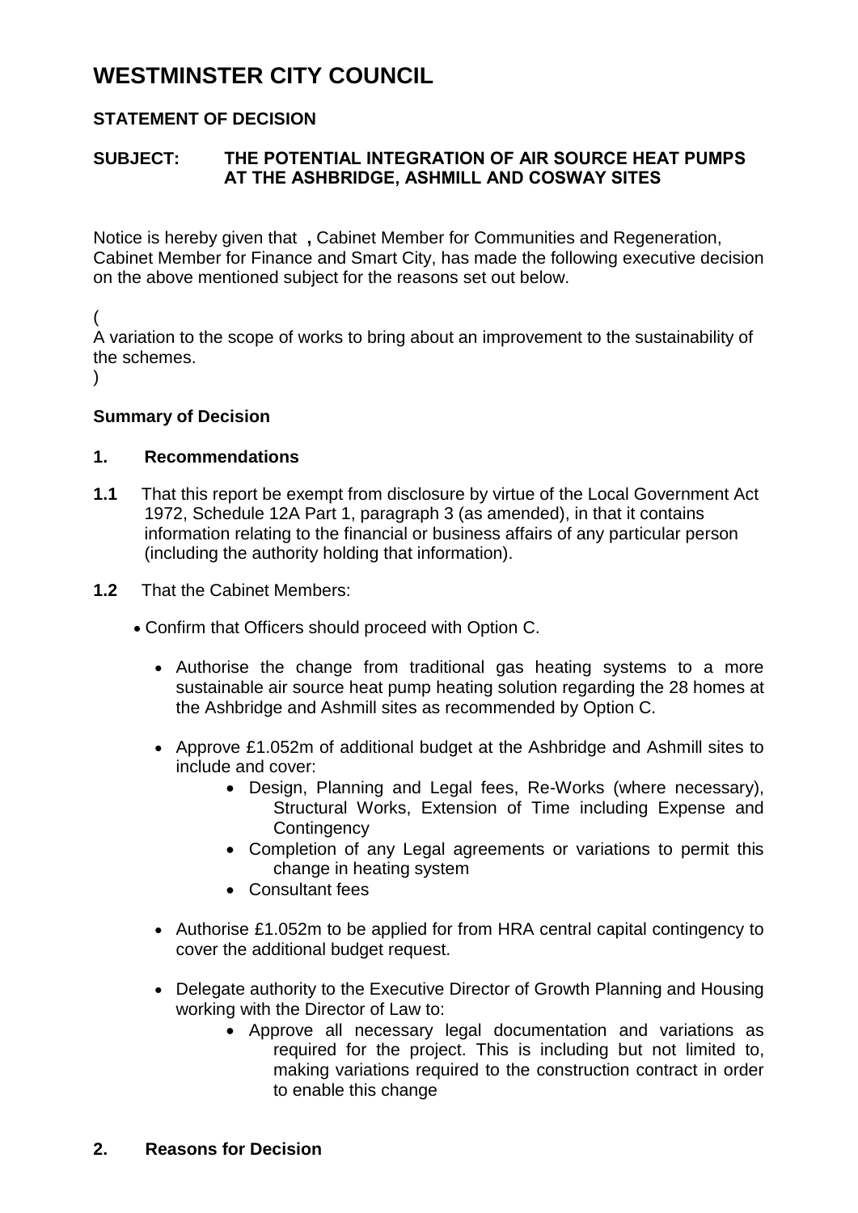# WESTMINSTER CITY COUNCIL

## STATEMENT OF DECISION

**SUBJECT: THE POTENTIAL INTEGRATION OF AIR SOURCE HEAT PUMPS AT THE ASHBRIDGE, ASHMILL AND COSWAY SITES**

Notice is hereby given that **,** Cabinet Member for Communities and Regeneration, Cabinet Member for Finance and Smart City, has made the following executive decision on the above mentioned subject for the reasons set out below.

(
A variation to the scope of works to bring about an improvement to the sustainability of the schemes.
)

**Summary of Decision**

**1. Recommendations**

**1.1** That this report be exempt from disclosure by virtue of the Local Government Act 1972, Schedule 12A Part 1, paragraph 3 (as amended), in that it contains information relating to the financial or business affairs of any particular person (including the authority holding that information).

**1.2** That the Cabinet Members:

- Confirm that Officers should proceed with Option C.
  - Authorise the change from traditional gas heating systems to a more sustainable air source heat pump heating solution regarding the 28 homes at the Ashbridge and Ashmill sites as recommended by Option C.
  - Approve £1.052m of additional budget at the Ashbridge and Ashmill sites to include and cover:
    - Design, Planning and Legal fees, Re-Works (where necessary), Structural Works, Extension of Time including Expense and Contingency
    - Completion of any Legal agreements or variations to permit this change in heating system
    - Consultant fees
  - Authorise £1.052m to be applied for from HRA central capital contingency to cover the additional budget request.
  - Delegate authority to the Executive Director of Growth Planning and Housing working with the Director of Law to:
    - Approve all necessary legal documentation and variations as required for the project. This is including but not limited to, making variations required to the construction contract in order to enable this change

**2. Reasons for Decision**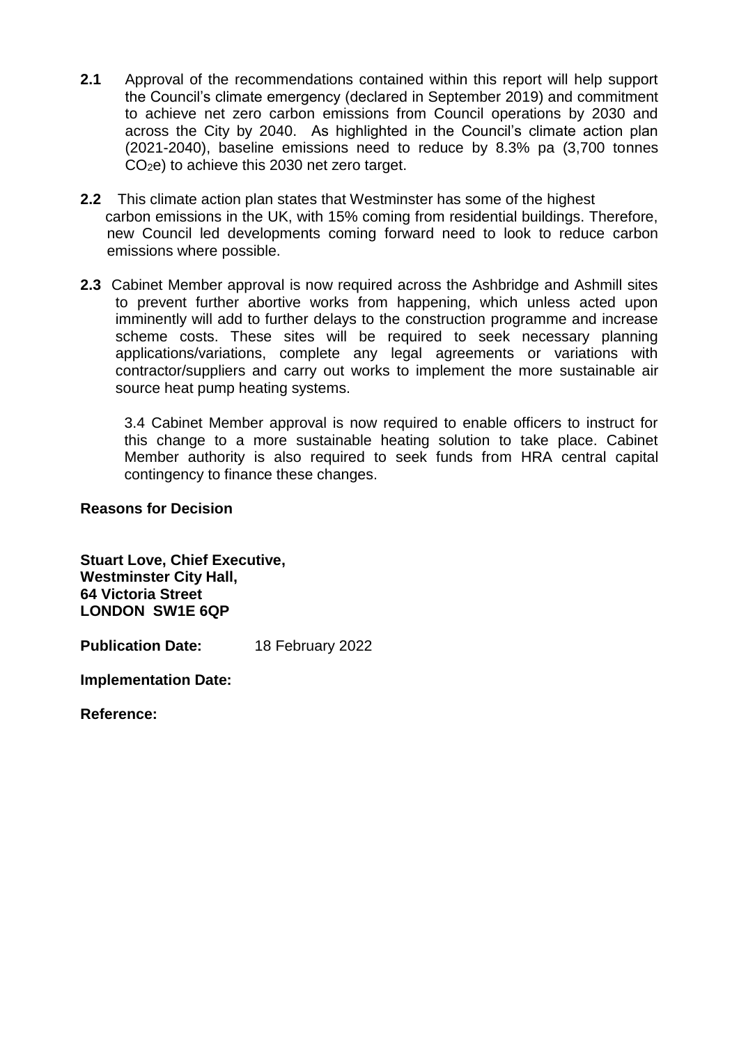**2.1** Approval of the recommendations contained within this report will help support the Council's climate emergency (declared in September 2019) and commitment to achieve net zero carbon emissions from Council operations by 2030 and across the City by 2040. As highlighted in the Council's climate action plan (2021-2040), baseline emissions need to reduce by 8.3% pa (3,700 tonnes $CO_2e$) to achieve this 2030 net zero target.

**2.2** This climate action plan states that Westminster has some of the highest carbon emissions in the UK, with 15% coming from residential buildings. Therefore, new Council led developments coming forward need to look to reduce carbon emissions where possible.

**2.3** Cabinet Member approval is now required across the Ashbridge and Ashmill sites to prevent further abortive works from happening, which unless acted upon imminently will add to further delays to the construction programme and increase scheme costs. These sites will be required to seek necessary planning applications/variations, complete any legal agreements or variations with contractor/suppliers and carry out works to implement the more sustainable air source heat pump heating systems.

3.4 Cabinet Member approval is now required to enable officers to instruct for this change to a more sustainable heating solution to take place. Cabinet Member authority is also required to seek funds from HRA central capital contingency to finance these changes.

**Reasons for Decision**

**Stuart Love, Chief Executive,**
**Westminster City Hall,**
**64 Victoria Street**
**LONDON SW1E 6QP**

**Publication Date:** 18 February 2022

**Implementation Date:**

**Reference:**